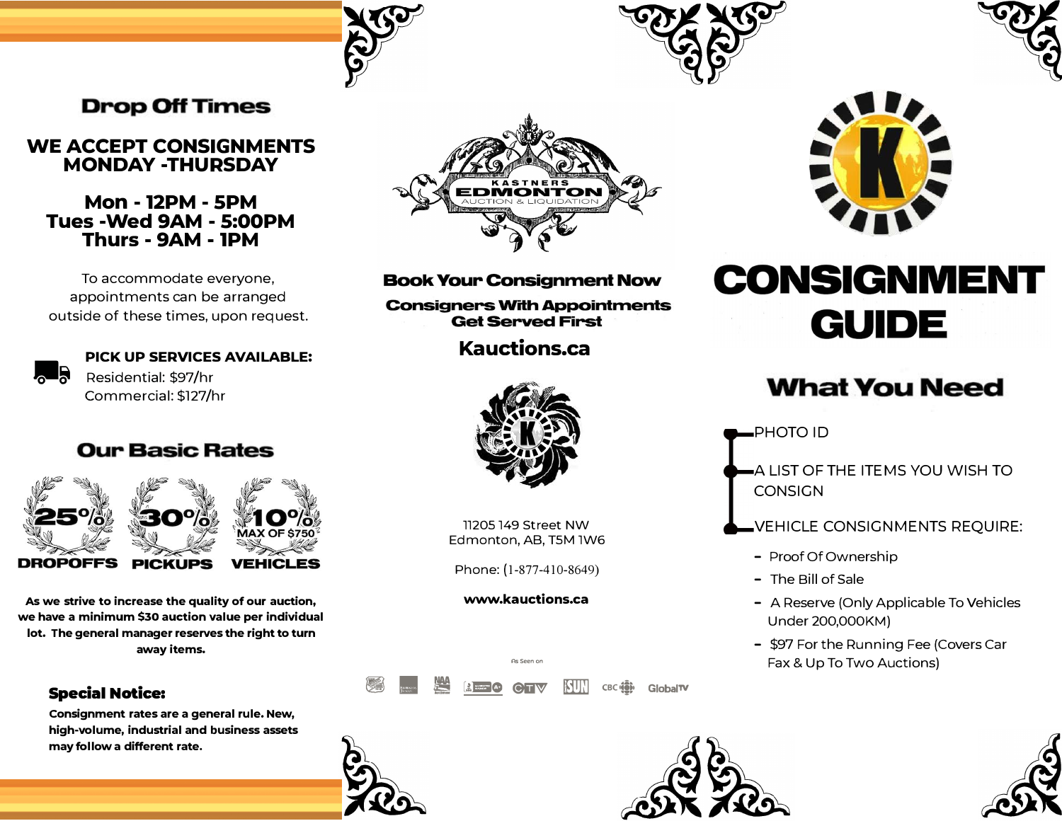## Drop Off Times

**WE ACCEPT CONSIGNMENTS MONDAY -THURSDAY**

**Mon - 12PM - 5PM**
**Tues -Wed 9AM - 5:00PM**
**Thurs - 9AM - 1PM**

To accommodate everyone, appointments can be arranged outside of these times, upon request.

**PICK UP SERVICES AVAILABLE:**
Residential: $97/hr
Commercial: $127/hr

## Our Basic Rates

| 25% | 30% | 10% MAX OF $750 |
|---|---|---|
| DROPOFFS | PICKUPS | VEHICLES |

**As we strive to increase the quality of our auction, we have a minimum $30 auction value per individual lot. The general manager reserves the right to turn away items.**

### Special Notice:

**Consignment rates are a general rule. New, high-volume, industrial and business assets may follow a different rate.**

KASTNERS EDMONTON AUCTION & LIQUIDATION

**Book Your Consignment Now**

**Consigners With Appointments Get Served First**

**Kauctions.ca**

11205 149 Street NW
Edmonton, AB, T5M 1W6

Phone: (1-877-410-8649)

**www.kauctions.ca**

As Seen on

# CONSIGNMENT GUIDE

## What You Need

- PHOTO ID
- A LIST OF THE ITEMS YOU WISH TO CONSIGN
- VEHICLE CONSIGNMENTS REQUIRE:
  - Proof Of Ownership
  - The Bill of Sale
  - A Reserve (Only Applicable To Vehicles Under 200,000KM)
  - $97 For the Running Fee (Covers Car Fax & Up To Two Auctions)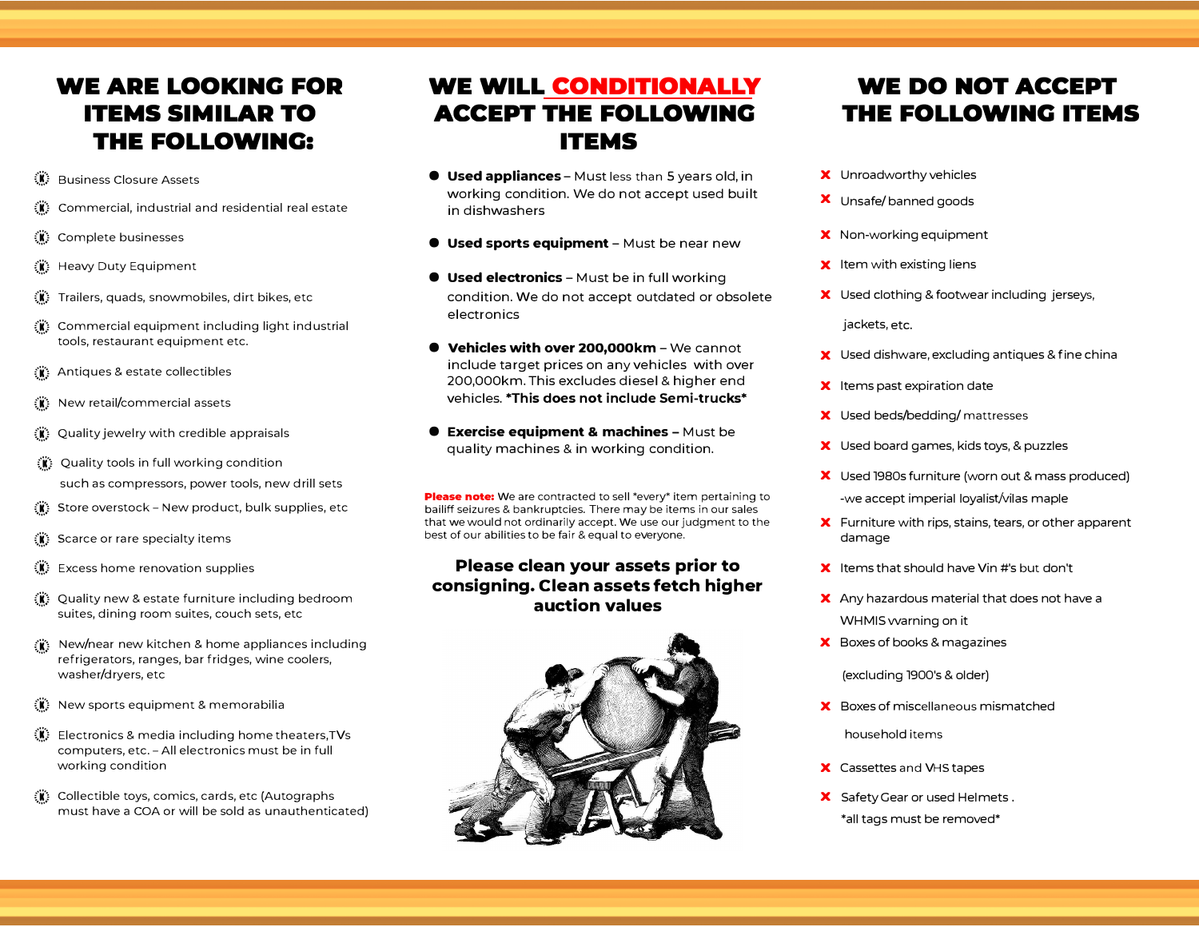# WE ARE LOOKING FOR ITEMS SIMILAR TO THE FOLLOWING:

- Business Closure Assets
- Commercial, industrial and residential real estate
- Complete businesses
- Heavy Duty Equipment
- Trailers, quads, snowmobiles, dirt bikes, etc
- Commercial equipment including light industrial tools, restaurant equipment etc.
- Antiques & estate collectibles
- New retail/commercial assets
- Quality jewelry with credible appraisals
- Quality tools in full working condition such as compressors, power tools, new drill sets
- Store overstock – New product, bulk supplies, etc
- Scarce or rare specialty items
- Excess home renovation supplies
- Quality new & estate furniture including bedroom suites, dining room suites, couch sets, etc
- New/near new kitchen & home appliances including refrigerators, ranges, bar fridges, wine coolers, washer/dryers, etc
- New sports equipment & memorabilia
- Electronics & media including home theaters,TVs computers, etc. – All electronics must be in full working condition
- Collectible toys, comics, cards, etc (Autographs must have a COA or will be sold as unauthenticated)

# WE WILL CONDITIONALLY ACCEPT THE FOLLOWING ITEMS

- **Used appliances** – Must less than 5 years old, in working condition. We do not accept used built in dishwashers
- **Used sports equipment** – Must be near new
- **Used electronics** – Must be in full working condition. We do not accept outdated or obsolete electronics
- **Vehicles with over 200,000km** – We cannot include target prices on any vehicles with over 200,000km. This excludes diesel & higher end vehicles. ***This does not include Semi-trucks***
- **Exercise equipment & machines** – Must be quality machines & in working condition.

**Please note:** We are contracted to sell *every* item pertaining to bailiff seizures & bankruptcies. There may be items in our sales that we would not ordinarily accept. We use our judgment to the best of our abilities to be fair & equal to everyone.

**Please clean your assets prior to consigning. Clean assets fetch higher auction values**

# WE DO NOT ACCEPT THE FOLLOWING ITEMS

- Unroadworthy vehicles
- Unsafe/ banned goods
- Non-working equipment
- Item with existing liens
- Used clothing & footwear including jerseys, jackets, etc.
- Used dishware, excluding antiques & fine china
- Items past expiration date
- Used beds/bedding/ mattresses
- Used board games, kids toys, & puzzles
- Used 1980s furniture (worn out & mass produced) -we accept imperial loyalist/vilas maple
- Furniture with rips, stains, tears, or other apparent damage
- Items that should have Vin #'s but don't
- Any hazardous material that does not have a WHMIS warning on it
- Boxes of books & magazines (excluding 1900's & older)
- Boxes of miscellaneous mismatched household items
- Cassettes and VHS tapes
- Safety Gear or used Helmets . *all tags must be removed*